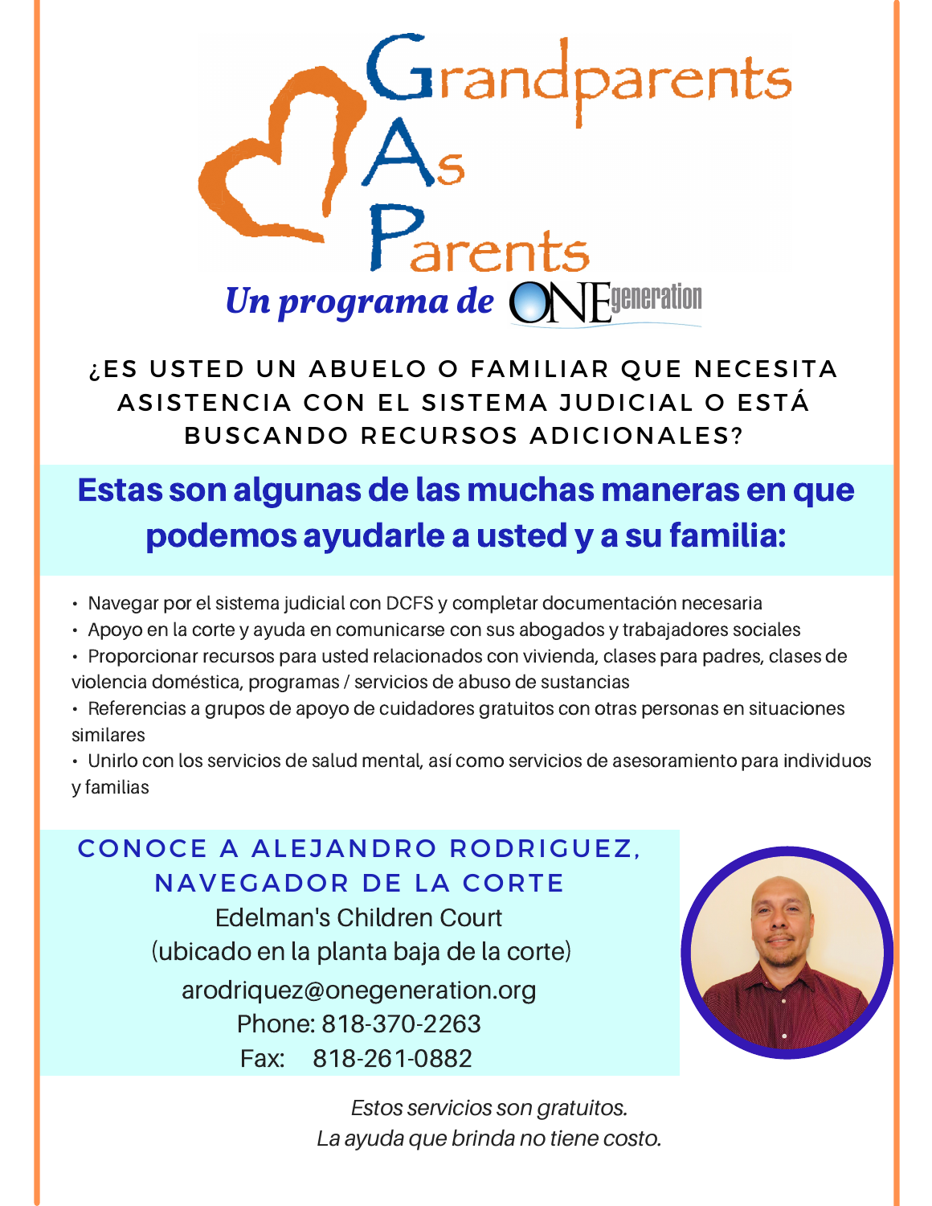# Grandparents As Parents

## *Un programa de* ONEgeneration

### ¿ES USTED UN ABUELO O FAMILIAR QUE NECESITA ASISTENCIA CON EL SISTEMA JUDICIAL O ESTÁ BUSCANDO RECURSOS ADICIONALES?

## Estas son algunas de las muchas maneras en que podemos ayudarle a usted y a su familia:

- Navegar por el sistema judicial con DCFS y completar documentación necesaria
- Apoyo en la corte y ayuda en comunicarse con sus abogados y trabajadores sociales
- Proporcionar recursos para usted relacionados con vivienda, clases para padres, clases de violencia doméstica, programas / servicios de abuso de sustancias
- Referencias a grupos de apoyo de cuidadores gratuitos con otras personas en situaciones similares
- Unirlo con los servicios de salud mental, así como servicios de asesoramiento para individuos y familias

### CONOCE A ALEJANDRO RODRIGUEZ, NAVEGADOR DE LA CORTE

Edelman's Children Court
(ubicado en la planta baja de la corte)
arodriquez@onegeneration.org
Phone: 818-370-2263
Fax: 818-261-0882

*Estos servicios son gratuitos.*
*La ayuda que brinda no tiene costo.*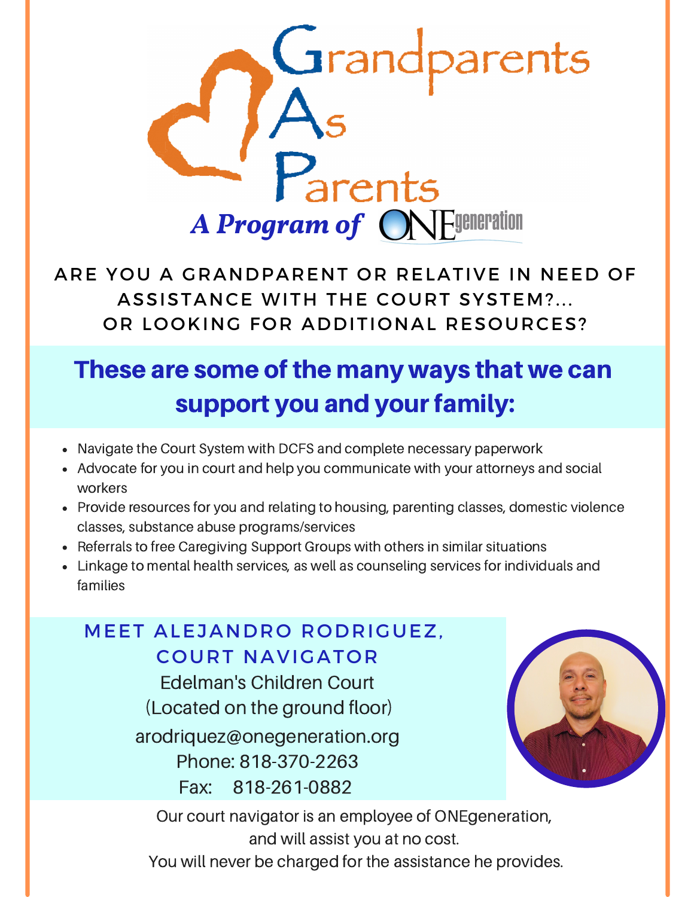# Grandparents As Parents

### *A Program of* ONEgeneration

ARE YOU A GRANDPARENT OR RELATIVE IN NEED OF ASSISTANCE WITH THE COURT SYSTEM?... OR LOOKING FOR ADDITIONAL RESOURCES?

## These are some of the many ways that we can support you and your family:

- Navigate the Court System with DCFS and complete necessary paperwork
- Advocate for you in court and help you communicate with your attorneys and social workers
- Provide resources for you and relating to housing, parenting classes, domestic violence classes, substance abuse programs/services
- Referrals to free Caregiving Support Groups with others in similar situations
- Linkage to mental health services, as well as counseling services for individuals and families

### MEET ALEJANDRO RODRIGUEZ, COURT NAVIGATOR

Edelman's Children Court
(Located on the ground floor)
arodriquez@onegeneration.org
Phone: 818-370-2263
Fax: 818-261-0882

Our court navigator is an employee of ONEgeneration, and will assist you at no cost.
You will never be charged for the assistance he provides.